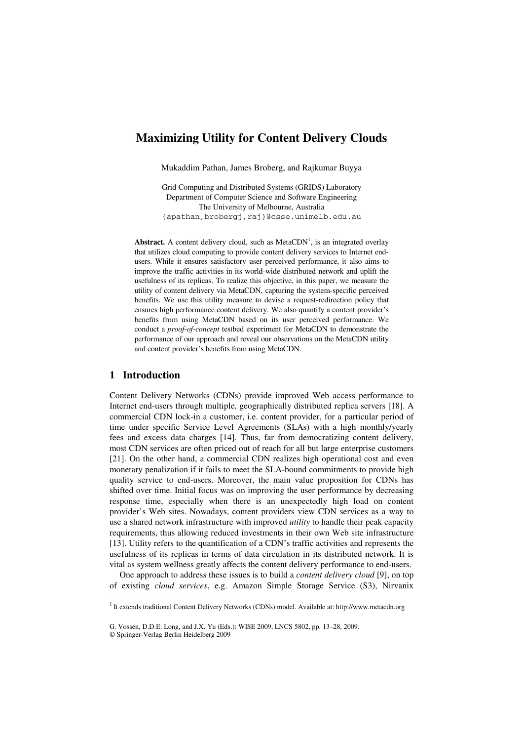# Maximizing Utility for Content Delivery Clouds

Mukaddim Pathan, James Broberg, and Rajkumar Buyya

Grid Computing and Distributed Systems (GRIDS) Laboratory
Department of Computer Science and Software Engineering
The University of Melbourne, Australia
{apathan,brobergj,raj}@csse.unimelb.edu.au

**Abstract.** A content delivery cloud, such as MetaCDN[1], is an integrated overlay that utilizes cloud computing to provide content delivery services to Internet end-users. While it ensures satisfactory user perceived performance, it also aims to improve the traffic activities in its world-wide distributed network and uplift the usefulness of its replicas. To realize this objective, in this paper, we measure the utility of content delivery via MetaCDN, capturing the system-specific perceived benefits. We use this utility measure to devise a request-redirection policy that ensures high performance content delivery. We also quantify a content provider's benefits from using MetaCDN based on its user perceived performance. We conduct a *proof-of-concept* testbed experiment for MetaCDN to demonstrate the performance of our approach and reveal our observations on the MetaCDN utility and content provider's benefits from using MetaCDN.

## 1 Introduction

Content Delivery Networks (CDNs) provide improved Web access performance to Internet end-users through multiple, geographically distributed replica servers [18]. A commercial CDN lock-in a customer, i.e. content provider, for a particular period of time under specific Service Level Agreements (SLAs) with a high monthly/yearly fees and excess data charges [14]. Thus, far from democratizing content delivery, most CDN services are often priced out of reach for all but large enterprise customers [21]. On the other hand, a commercial CDN realizes high operational cost and even monetary penalization if it fails to meet the SLA-bound commitments to provide high quality service to end-users. Moreover, the main value proposition for CDNs has shifted over time. Initial focus was on improving the user performance by decreasing response time, especially when there is an unexpectedly high load on content provider's Web sites. Nowadays, content providers view CDN services as a way to use a shared network infrastructure with improved *utility* to handle their peak capacity requirements, thus allowing reduced investments in their own Web site infrastructure [13]. Utility refers to the quantification of a CDN's traffic activities and represents the usefulness of its replicas in terms of data circulation in its distributed network. It is vital as system wellness greatly affects the content delivery performance to end-users.

One approach to address these issues is to build a *content delivery cloud* [9], on top of existing *cloud services*, e.g. Amazon Simple Storage Service (S3), Nirvanix

[1] It extends traditional Content Delivery Networks (CDNs) model. Available at: http://www.metacdn.org

G. Vossen, D.D.E. Long, and J.X. Yu (Eds.): WISE 2009, LNCS 5802, pp. 13–28, 2009.
© Springer-Verlag Berlin Heidelberg 2009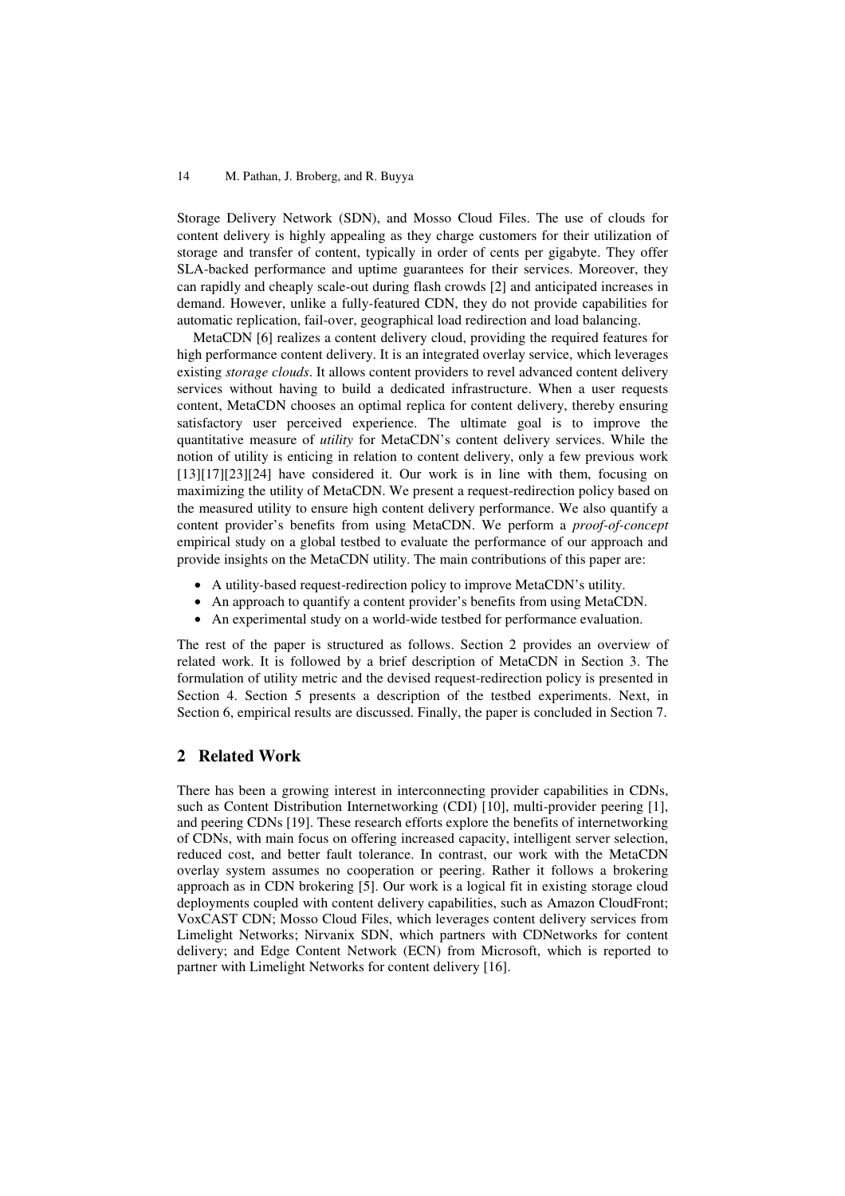Storage Delivery Network (SDN), and Mosso Cloud Files. The use of clouds for content delivery is highly appealing as they charge customers for their utilization of storage and transfer of content, typically in order of cents per gigabyte. They offer SLA-backed performance and uptime guarantees for their services. Moreover, they can rapidly and cheaply scale-out during flash crowds [2] and anticipated increases in demand. However, unlike a fully-featured CDN, they do not provide capabilities for automatic replication, fail-over, geographical load redirection and load balancing.

MetaCDN [6] realizes a content delivery cloud, providing the required features for high performance content delivery. It is an integrated overlay service, which leverages existing *storage clouds*. It allows content providers to revel advanced content delivery services without having to build a dedicated infrastructure. When a user requests content, MetaCDN chooses an optimal replica for content delivery, thereby ensuring satisfactory user perceived experience. The ultimate goal is to improve the quantitative measure of *utility* for MetaCDN's content delivery services. While the notion of utility is enticing in relation to content delivery, only a few previous work [13][17][23][24] have considered it. Our work is in line with them, focusing on maximizing the utility of MetaCDN. We present a request-redirection policy based on the measured utility to ensure high content delivery performance. We also quantify a content provider's benefits from using MetaCDN. We perform a *proof-of-concept* empirical study on a global testbed to evaluate the performance of our approach and provide insights on the MetaCDN utility. The main contributions of this paper are:

- A utility-based request-redirection policy to improve MetaCDN's utility.
- An approach to quantify a content provider's benefits from using MetaCDN.
- An experimental study on a world-wide testbed for performance evaluation.

The rest of the paper is structured as follows. Section 2 provides an overview of related work. It is followed by a brief description of MetaCDN in Section 3. The formulation of utility metric and the devised request-redirection policy is presented in Section 4. Section 5 presents a description of the testbed experiments. Next, in Section 6, empirical results are discussed. Finally, the paper is concluded in Section 7.

## 2 Related Work

There has been a growing interest in interconnecting provider capabilities in CDNs, such as Content Distribution Internetworking (CDI) [10], multi-provider peering [1], and peering CDNs [19]. These research efforts explore the benefits of internetworking of CDNs, with main focus on offering increased capacity, intelligent server selection, reduced cost, and better fault tolerance. In contrast, our work with the MetaCDN overlay system assumes no cooperation or peering. Rather it follows a brokering approach as in CDN brokering [5]. Our work is a logical fit in existing storage cloud deployments coupled with content delivery capabilities, such as Amazon CloudFront; VoxCAST CDN; Mosso Cloud Files, which leverages content delivery services from Limelight Networks; Nirvanix SDN, which partners with CDNetworks for content delivery; and Edge Content Network (ECN) from Microsoft, which is reported to partner with Limelight Networks for content delivery [16].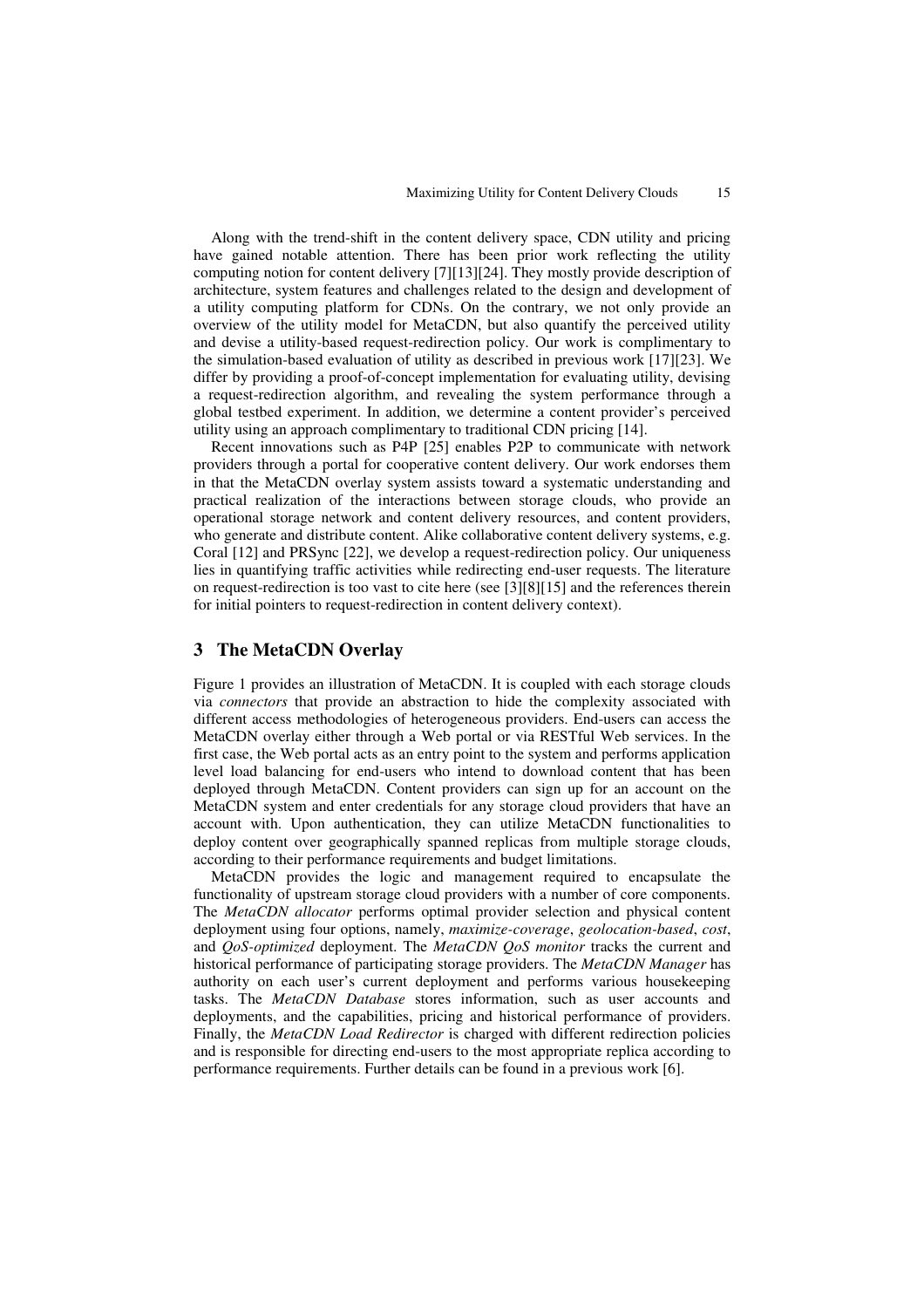Along with the trend-shift in the content delivery space, CDN utility and pricing have gained notable attention. There has been prior work reflecting the utility computing notion for content delivery [7][13][24]. They mostly provide description of architecture, system features and challenges related to the design and development of a utility computing platform for CDNs. On the contrary, we not only provide an overview of the utility model for MetaCDN, but also quantify the perceived utility and devise a utility-based request-redirection policy. Our work is complimentary to the simulation-based evaluation of utility as described in previous work [17][23]. We differ by providing a proof-of-concept implementation for evaluating utility, devising a request-redirection algorithm, and revealing the system performance through a global testbed experiment. In addition, we determine a content provider's perceived utility using an approach complimentary to traditional CDN pricing [14].

Recent innovations such as P4P [25] enables P2P to communicate with network providers through a portal for cooperative content delivery. Our work endorses them in that the MetaCDN overlay system assists toward a systematic understanding and practical realization of the interactions between storage clouds, who provide an operational storage network and content delivery resources, and content providers, who generate and distribute content. Alike collaborative content delivery systems, e.g. Coral [12] and PRSync [22], we develop a request-redirection policy. Our uniqueness lies in quantifying traffic activities while redirecting end-user requests. The literature on request-redirection is too vast to cite here (see [3][8][15] and the references therein for initial pointers to request-redirection in content delivery context).

## 3 The MetaCDN Overlay

Figure 1 provides an illustration of MetaCDN. It is coupled with each storage clouds via *connectors* that provide an abstraction to hide the complexity associated with different access methodologies of heterogeneous providers. End-users can access the MetaCDN overlay either through a Web portal or via RESTful Web services. In the first case, the Web portal acts as an entry point to the system and performs application level load balancing for end-users who intend to download content that has been deployed through MetaCDN. Content providers can sign up for an account on the MetaCDN system and enter credentials for any storage cloud providers that have an account with. Upon authentication, they can utilize MetaCDN functionalities to deploy content over geographically spanned replicas from multiple storage clouds, according to their performance requirements and budget limitations.

MetaCDN provides the logic and management required to encapsulate the functionality of upstream storage cloud providers with a number of core components. The *MetaCDN allocator* performs optimal provider selection and physical content deployment using four options, namely, *maximize-coverage*, *geolocation-based*, *cost*, and *QoS-optimized* deployment. The *MetaCDN QoS monitor* tracks the current and historical performance of participating storage providers. The *MetaCDN Manager* has authority on each user's current deployment and performs various housekeeping tasks. The *MetaCDN Database* stores information, such as user accounts and deployments, and the capabilities, pricing and historical performance of providers. Finally, the *MetaCDN Load Redirector* is charged with different redirection policies and is responsible for directing end-users to the most appropriate replica according to performance requirements. Further details can be found in a previous work [6].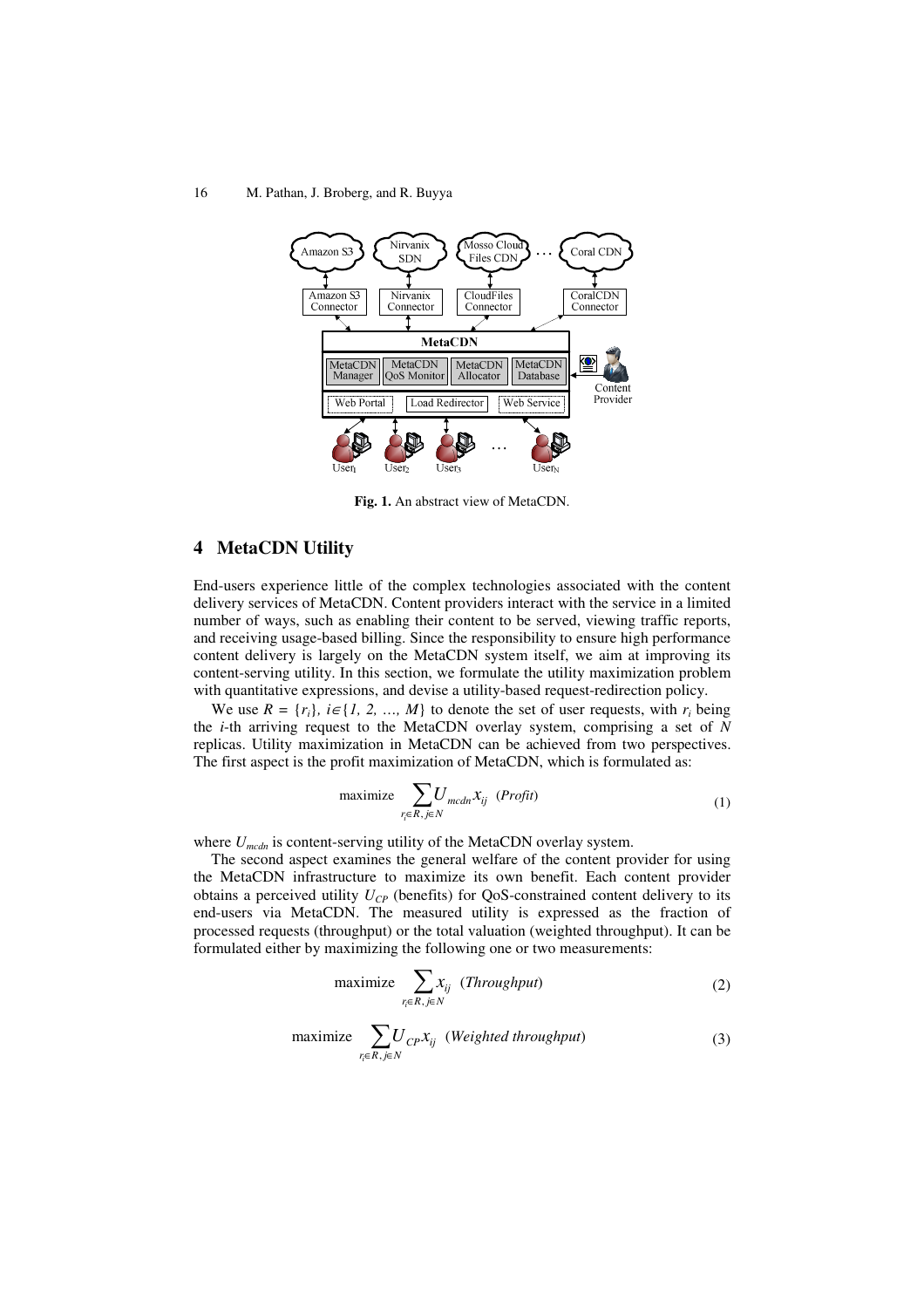Fig. 1. An abstract view of MetaCDN.

## 4 MetaCDN Utility

End-users experience little of the complex technologies associated with the content delivery services of MetaCDN. Content providers interact with the service in a limited number of ways, such as enabling their content to be served, viewing traffic reports, and receiving usage-based billing. Since the responsibility to ensure high performance content delivery is largely on the MetaCDN system itself, we aim at improving its content-serving utility. In this section, we formulate the utility maximization problem with quantitative expressions, and devise a utility-based request-redirection policy.

We use $R = \{r_i\}$, $i \in \{1, 2, \ldots, M\}$ to denote the set of user requests, with $r_i$ being the $i$-th arriving request to the MetaCDN overlay system, comprising a set of $N$ replicas. Utility maximization in MetaCDN can be achieved from two perspectives. The first aspect is the profit maximization of MetaCDN, which is formulated as:

$$\text{maximize} \quad \sum_{r_i \in R,\, j \in N} U_{mcdn} x_{ij} \quad (\textit{Profit}) \tag{1}$$

where $U_{mcdn}$ is content-serving utility of the MetaCDN overlay system.

The second aspect examines the general welfare of the content provider for using the MetaCDN infrastructure to maximize its own benefit. Each content provider obtains a perceived utility $U_{CP}$ (benefits) for QoS-constrained content delivery to its end-users via MetaCDN. The measured utility is expressed as the fraction of processed requests (throughput) or the total valuation (weighted throughput). It can be formulated either by maximizing the following one or two measurements:

$$\text{maximize} \quad \sum_{r_i \in R,\, j \in N} x_{ij} \quad (\textit{Throughput}) \tag{2}$$

$$\text{maximize} \quad \sum_{r_i \in R,\, j \in N} U_{CP} x_{ij} \quad (\textit{Weighted throughput}) \tag{3}$$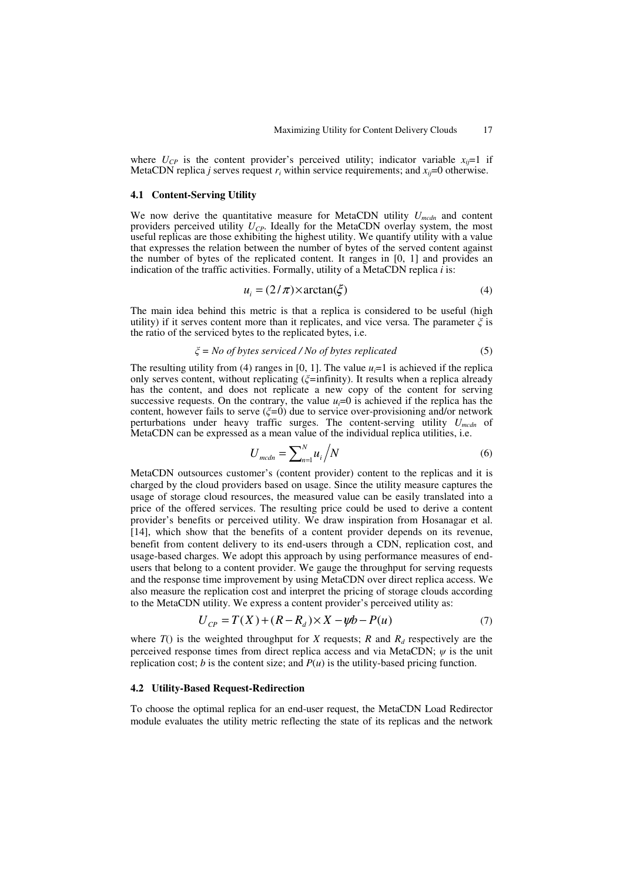where $U_{CP}$ is the content provider's perceived utility; indicator variable $x_{ij}$=1 if MetaCDN replica $j$ serves request $r_i$ within service requirements; and $x_{ij}$=0 otherwise.

### 4.1 Content-Serving Utility

We now derive the quantitative measure for MetaCDN utility $U_{mcdn}$ and content providers perceived utility $U_{CP}$. Ideally for the MetaCDN overlay system, the most useful replicas are those exhibiting the highest utility. We quantify utility with a value that expresses the relation between the number of bytes of the served content against the number of bytes of the replicated content. It ranges in [0, 1] and provides an indication of the traffic activities. Formally, utility of a MetaCDN replica $i$ is:

$$u_i = (2/\pi) \times \arctan(\xi) \tag{4}$$

The main idea behind this metric is that a replica is considered to be useful (high utility) if it serves content more than it replicates, and vice versa. The parameter $\xi$ is the ratio of the serviced bytes to the replicated bytes, i.e.

$$\xi = \textit{No of bytes serviced / No of bytes replicated} \tag{5}$$

The resulting utility from (4) ranges in [0, 1]. The value $u_i$=1 is achieved if the replica only serves content, without replicating ($\xi$=infinity). It results when a replica already has the content, and does not replicate a new copy of the content for serving successive requests. On the contrary, the value $u_i$=0 is achieved if the replica has the content, however fails to serve ($\xi$=0) due to service over-provisioning and/or network perturbations under heavy traffic surges. The content-serving utility $U_{mcdn}$ of MetaCDN can be expressed as a mean value of the individual replica utilities, i.e.

$$U_{mcdn} = \sum_{n=1}^{N} u_i \Big/ N \tag{6}$$

MetaCDN outsources customer's (content provider) content to the replicas and it is charged by the cloud providers based on usage. Since the utility measure captures the usage of storage cloud resources, the measured value can be easily translated into a price of the offered services. The resulting price could be used to derive a content provider's benefits or perceived utility. We draw inspiration from Hosanagar et al. [14], which show that the benefits of a content provider depends on its revenue, benefit from content delivery to its end-users through a CDN, replication cost, and usage-based charges. We adopt this approach by using performance measures of end-users that belong to a content provider. We gauge the throughput for serving requests and the response time improvement by using MetaCDN over direct replica access. We also measure the replication cost and interpret the pricing of storage clouds according to the MetaCDN utility. We express a content provider's perceived utility as:

$$U_{CP} = T(X) + (R - R_d) \times X - \psi b - P(u) \tag{7}$$

where $T()$ is the weighted throughput for $X$ requests; $R$ and $R_d$ respectively are the perceived response times from direct replica access and via MetaCDN; $\psi$ is the unit replication cost; $b$ is the content size; and $P(u)$ is the utility-based pricing function.

### 4.2 Utility-Based Request-Redirection

To choose the optimal replica for an end-user request, the MetaCDN Load Redirector module evaluates the utility metric reflecting the state of its replicas and the network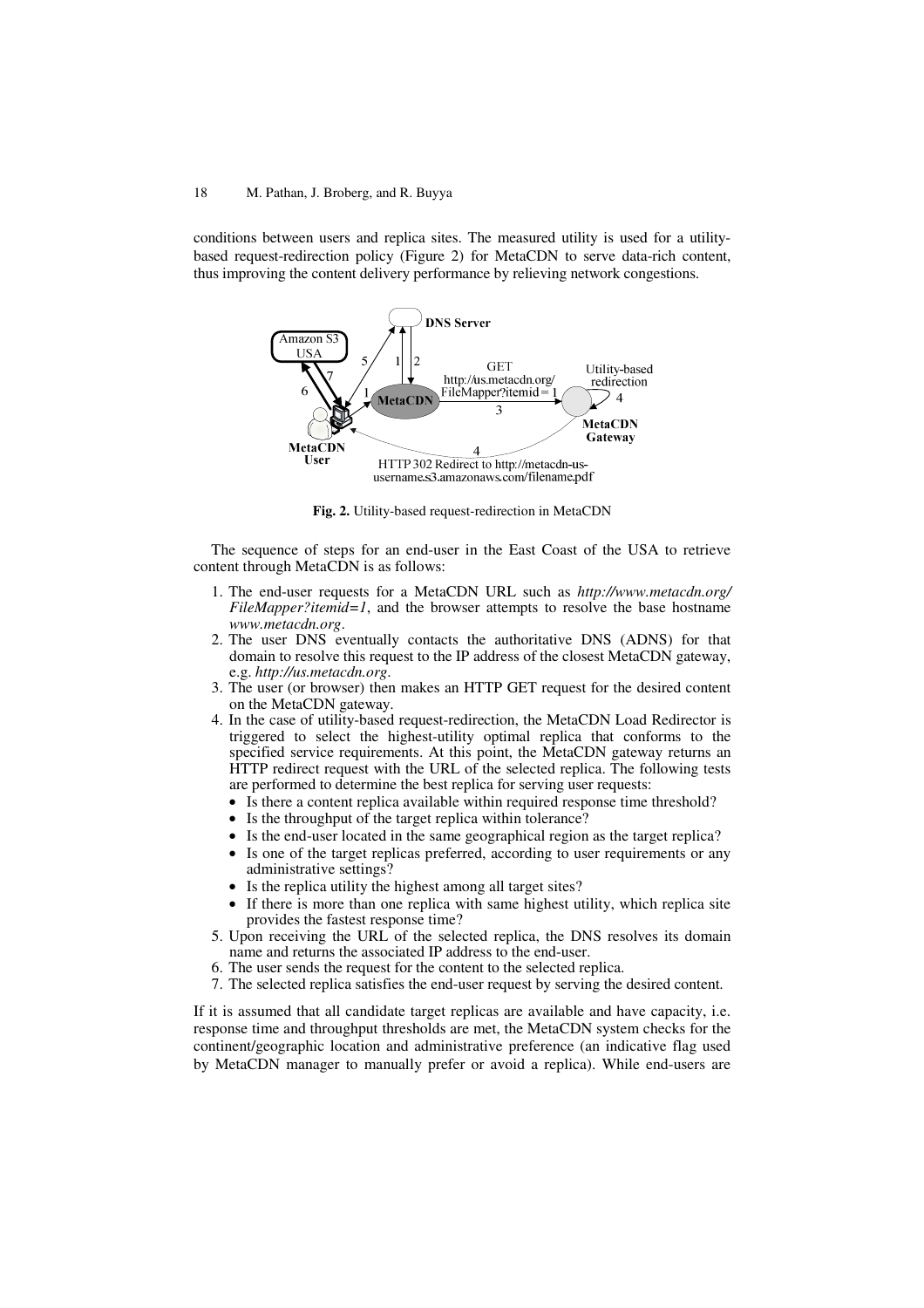conditions between users and replica sites. The measured utility is used for a utility-based request-redirection policy (Figure 2) for MetaCDN to serve data-rich content, thus improving the content delivery performance by relieving network congestions.

**Fig. 2.** Utility-based request-redirection in MetaCDN

The sequence of steps for an end-user in the East Coast of the USA to retrieve content through MetaCDN is as follows:

1. The end-user requests for a MetaCDN URL such as *http://www.metacdn.org/FileMapper?itemid=1*, and the browser attempts to resolve the base hostname *www.metacdn.org*.
2. The user DNS eventually contacts the authoritative DNS (ADNS) for that domain to resolve this request to the IP address of the closest MetaCDN gateway, e.g. *http://us.metacdn.org*.
3. The user (or browser) then makes an HTTP GET request for the desired content on the MetaCDN gateway.
4. In the case of utility-based request-redirection, the MetaCDN Load Redirector is triggered to select the highest-utility optimal replica that conforms to the specified service requirements. At this point, the MetaCDN gateway returns an HTTP redirect request with the URL of the selected replica. The following tests are performed to determine the best replica for serving user requests:
   - Is there a content replica available within required response time threshold?
   - Is the throughput of the target replica within tolerance?
   - Is the end-user located in the same geographical region as the target replica?
   - Is one of the target replicas preferred, according to user requirements or any administrative settings?
   - Is the replica utility the highest among all target sites?
   - If there is more than one replica with same highest utility, which replica site provides the fastest response time?
5. Upon receiving the URL of the selected replica, the DNS resolves its domain name and returns the associated IP address to the end-user.
6. The user sends the request for the content to the selected replica.
7. The selected replica satisfies the end-user request by serving the desired content.

If it is assumed that all candidate target replicas are available and have capacity, i.e. response time and throughput thresholds are met, the MetaCDN system checks for the continent/geographic location and administrative preference (an indicative flag used by MetaCDN manager to manually prefer or avoid a replica). While end-users are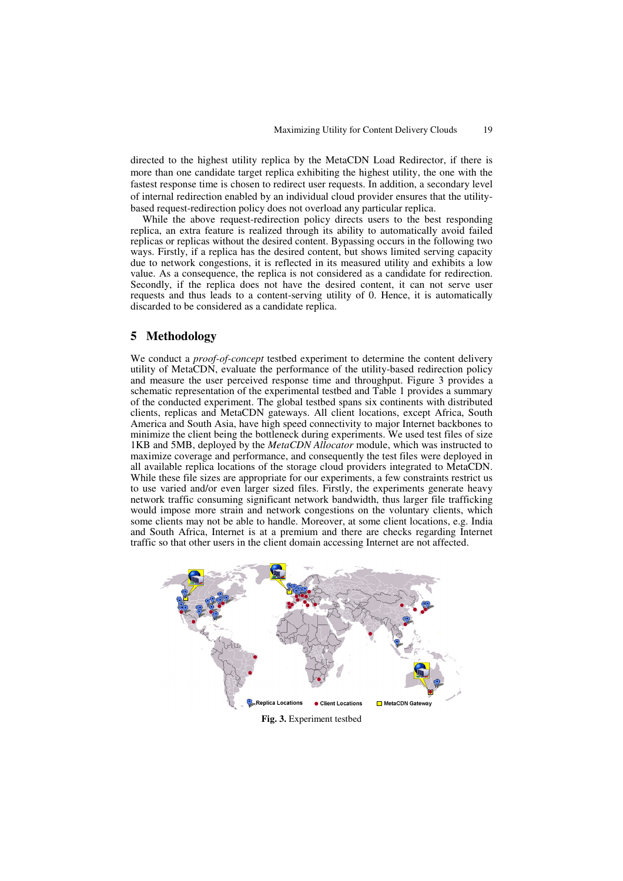directed to the highest utility replica by the MetaCDN Load Redirector, if there is more than one candidate target replica exhibiting the highest utility, the one with the fastest response time is chosen to redirect user requests. In addition, a secondary level of internal redirection enabled by an individual cloud provider ensures that the utility-based request-redirection policy does not overload any particular replica.

While the above request-redirection policy directs users to the best responding replica, an extra feature is realized through its ability to automatically avoid failed replicas or replicas without the desired content. Bypassing occurs in the following two ways. Firstly, if a replica has the desired content, but shows limited serving capacity due to network congestions, it is reflected in its measured utility and exhibits a low value. As a consequence, the replica is not considered as a candidate for redirection. Secondly, if the replica does not have the desired content, it can not serve user requests and thus leads to a content-serving utility of 0. Hence, it is automatically discarded to be considered as a candidate replica.

## 5 Methodology

We conduct a *proof-of-concept* testbed experiment to determine the content delivery utility of MetaCDN, evaluate the performance of the utility-based redirection policy and measure the user perceived response time and throughput. Figure 3 provides a schematic representation of the experimental testbed and Table 1 provides a summary of the conducted experiment. The global testbed spans six continents with distributed clients, replicas and MetaCDN gateways. All client locations, except Africa, South America and South Asia, have high speed connectivity to major Internet backbones to minimize the client being the bottleneck during experiments. We used test files of size 1KB and 5MB, deployed by the *MetaCDN Allocator* module, which was instructed to maximize coverage and performance, and consequently the test files were deployed in all available replica locations of the storage cloud providers integrated to MetaCDN. While these file sizes are appropriate for our experiments, a few constraints restrict us to use varied and/or even larger sized files. Firstly, the experiments generate heavy network traffic consuming significant network bandwidth, thus larger file trafficking would impose more strain and network congestions on the voluntary clients, which some clients may not be able to handle. Moreover, at some client locations, e.g. India and South Africa, Internet is at a premium and there are checks regarding Internet traffic so that other users in the client domain accessing Internet are not affected.

Replica Locations
Client Locations
MetaCDN Gateway

**Fig. 3.** Experiment testbed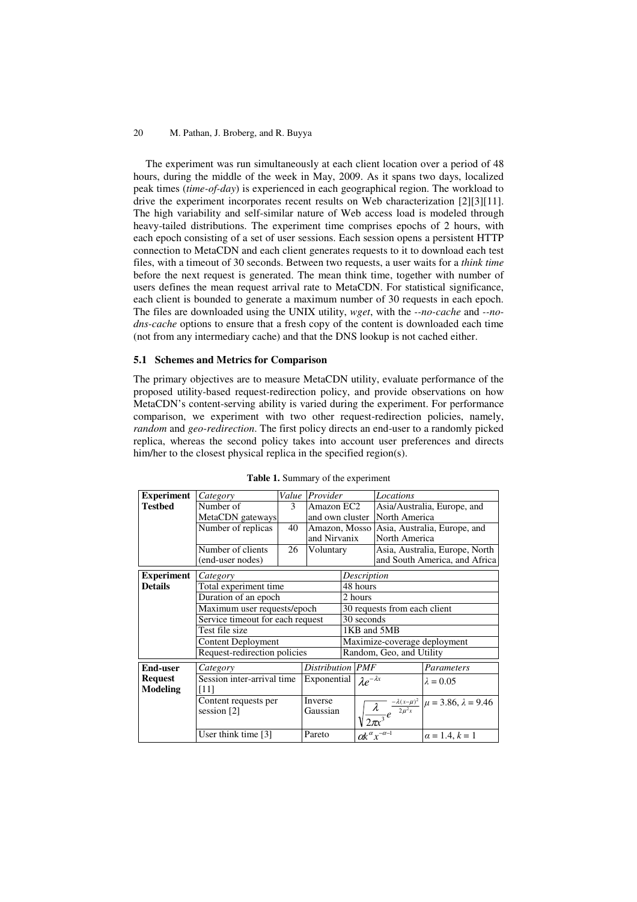The experiment was run simultaneously at each client location over a period of 48 hours, during the middle of the week in May, 2009. As it spans two days, localized peak times (*time-of-day*) is experienced in each geographical region. The workload to drive the experiment incorporates recent results on Web characterization [2][3][11]. The high variability and self-similar nature of Web access load is modeled through heavy-tailed distributions. The experiment time comprises epochs of 2 hours, with each epoch consisting of a set of user sessions. Each session opens a persistent HTTP connection to MetaCDN and each client generates requests to it to download each test files, with a timeout of 30 seconds. Between two requests, a user waits for a *think time* before the next request is generated. The mean think time, together with number of users defines the mean request arrival rate to MetaCDN. For statistical significance, each client is bounded to generate a maximum number of 30 requests in each epoch. The files are downloaded using the UNIX utility, *wget*, with the *--no-cache* and *--no-dns-cache* options to ensure that a fresh copy of the content is downloaded each time (not from any intermediary cache) and that the DNS lookup is not cached either.

### 5.1 Schemes and Metrics for Comparison

The primary objectives are to measure MetaCDN utility, evaluate performance of the proposed utility-based request-redirection policy, and provide observations on how MetaCDN's content-serving ability is varied during the experiment. For performance comparison, we experiment with two other request-redirection policies, namely, *random* and *geo-redirection*. The first policy directs an end-user to a randomly picked replica, whereas the second policy takes into account user preferences and directs him/her to the closest physical replica in the specified region(s).

**Table 1.** Summary of the experiment

| **Experiment Testbed** | *Category* | *Value* | *Provider* | *Locations* |
|---|---|---|---|---|
| | Number of MetaCDN gateways | 3 | Amazon EC2 and own cluster | Asia/Australia, Europe, and North America |
| | Number of replicas | 40 | Amazon, Mosso and Nirvanix | Asia, Australia, Europe, and North America |
| | Number of clients (end-user nodes) | 26 | Voluntary | Asia, Australia, Europe, North and South America, and Africa |

| **Experiment Details** | *Category* | *Description* |
|---|---|---|
| | Total experiment time | 48 hours |
| | Duration of an epoch | 2 hours |
| | Maximum user requests/epoch | 30 requests from each client |
| | Service timeout for each request | 30 seconds |
| | Test file size | 1KB and 5MB |
| | Content Deployment | Maximize-coverage deployment |
| | Request-redirection policies | Random, Geo, and Utility |

| **End-user Request Modeling** | *Category* | *Distribution* | *PMF* | *Parameters* |
|---|---|---|---|---|
| | Session inter-arrival time [11] | Exponential | $\lambda e^{-\lambda x}$ | $\lambda = 0.05$ |
| | Content requests per session [2] | Inverse Gaussian | $\sqrt{\frac{\lambda}{2\pi x^3}} e^{\frac{-\lambda(x-\mu)^2}{2\mu^2 x}}$ | $\mu = 3.86$, $\lambda = 9.46$ |
| | User think time [3] | Pareto | $\alpha k^{\alpha} x^{-\alpha-1}$ | $\alpha = 1.4$, $k = 1$ |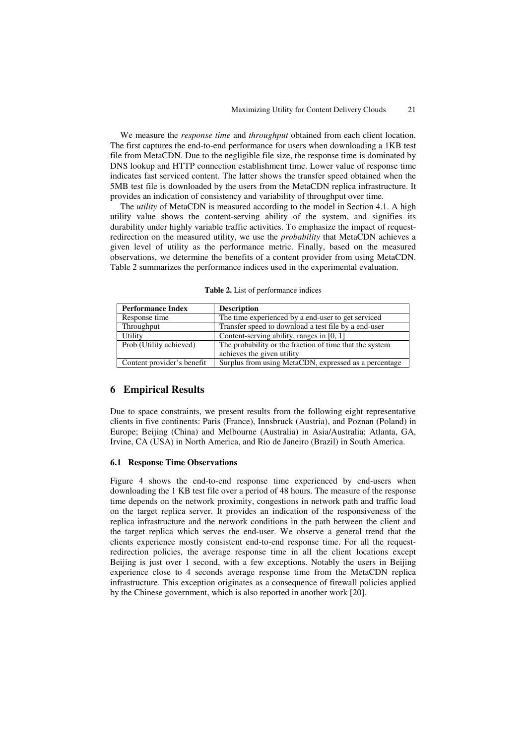We measure the *response time* and *throughput* obtained from each client location. The first captures the end-to-end performance for users when downloading a 1KB test file from MetaCDN. Due to the negligible file size, the response time is dominated by DNS lookup and HTTP connection establishment time. Lower value of response time indicates fast serviced content. The latter shows the transfer speed obtained when the 5MB test file is downloaded by the users from the MetaCDN replica infrastructure. It provides an indication of consistency and variability of throughput over time.

The *utility* of MetaCDN is measured according to the model in Section 4.1. A high utility value shows the content-serving ability of the system, and signifies its durability under highly variable traffic activities. To emphasize the impact of request-redirection on the measured utility, we use the *probability* that MetaCDN achieves a given level of utility as the performance metric. Finally, based on the measured observations, we determine the benefits of a content provider from using MetaCDN. Table 2 summarizes the performance indices used in the experimental evaluation.

**Table 2.** List of performance indices

| Performance Index | Description |
|---|---|
| Response time | The time experienced by a end-user to get serviced |
| Throughput | Transfer speed to download a test file by a end-user |
| Utility | Content-serving ability, ranges in [0, 1] |
| Prob (Utility achieved) | The probability or the fraction of time that the system achieves the given utility |
| Content provider's benefit | Surplus from using MetaCDN, expressed as a percentage |

## 6 Empirical Results

Due to space constraints, we present results from the following eight representative clients in five continents: Paris (France), Innsbruck (Austria), and Poznan (Poland) in Europe; Beijing (China) and Melbourne (Australia) in Asia/Australia; Atlanta, GA, Irvine, CA (USA) in North America, and Rio de Janeiro (Brazil) in South America.

### 6.1 Response Time Observations

Figure 4 shows the end-to-end response time experienced by end-users when downloading the 1 KB test file over a period of 48 hours. The measure of the response time depends on the network proximity, congestions in network path and traffic load on the target replica server. It provides an indication of the responsiveness of the replica infrastructure and the network conditions in the path between the client and the target replica which serves the end-user. We observe a general trend that the clients experience mostly consistent end-to-end response time. For all the request-redirection policies, the average response time in all the client locations except Beijing is just over 1 second, with a few exceptions. Notably the users in Beijing experience close to 4 seconds average response time from the MetaCDN replica infrastructure. This exception originates as a consequence of firewall policies applied by the Chinese government, which is also reported in another work [20].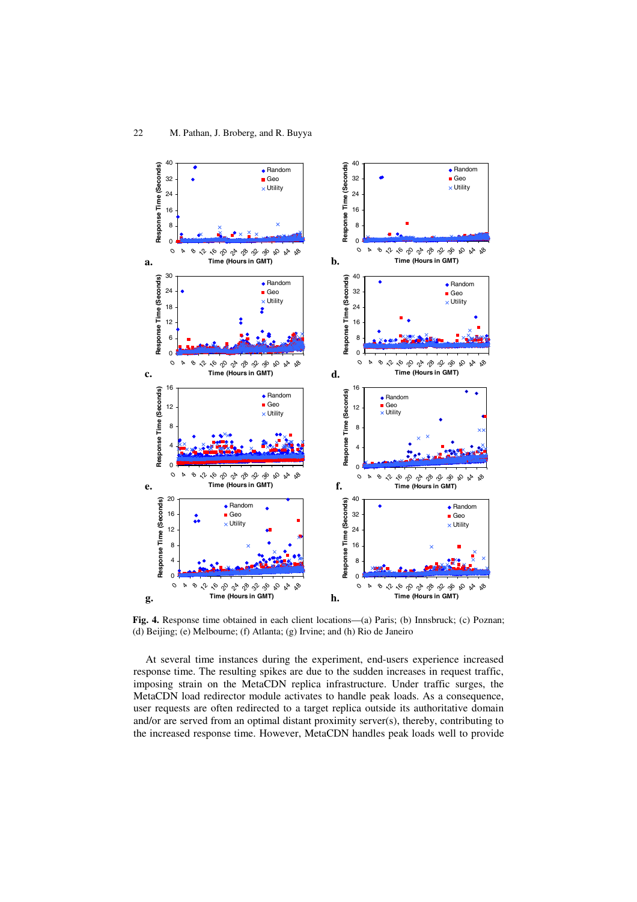**Fig. 4.** Response time obtained in each client locations—(a) Paris; (b) Innsbruck; (c) Poznan; (d) Beijing; (e) Melbourne; (f) Atlanta; (g) Irvine; and (h) Rio de Janeiro

At several time instances during the experiment, end-users experience increased response time. The resulting spikes are due to the sudden increases in request traffic, imposing strain on the MetaCDN replica infrastructure. Under traffic surges, the MetaCDN load redirector module activates to handle peak loads. As a consequence, user requests are often redirected to a target replica outside its authoritative domain and/or are served from an optimal distant proximity server(s), thereby, contributing to the increased response time. However, MetaCDN handles peak loads well to provide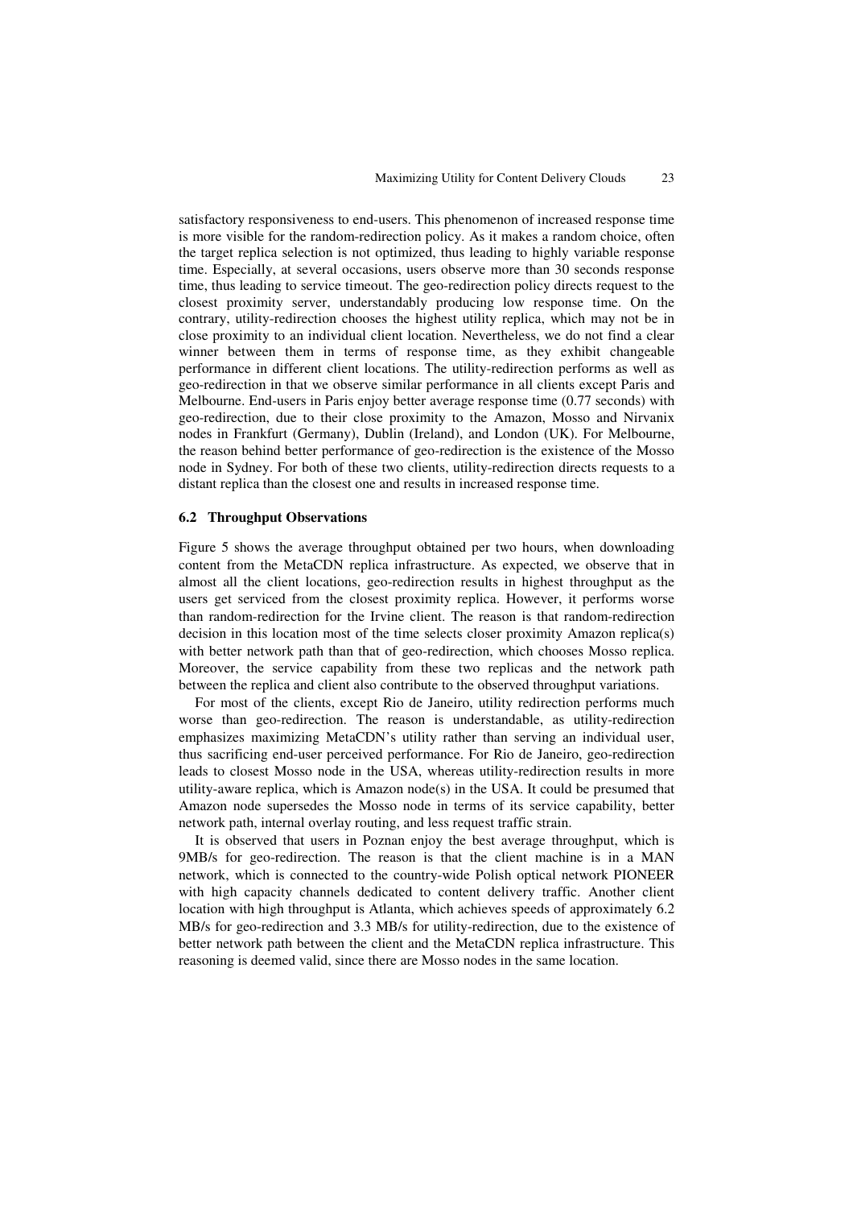satisfactory responsiveness to end-users. This phenomenon of increased response time is more visible for the random-redirection policy. As it makes a random choice, often the target replica selection is not optimized, thus leading to highly variable response time. Especially, at several occasions, users observe more than 30 seconds response time, thus leading to service timeout. The geo-redirection policy directs request to the closest proximity server, understandably producing low response time. On the contrary, utility-redirection chooses the highest utility replica, which may not be in close proximity to an individual client location. Nevertheless, we do not find a clear winner between them in terms of response time, as they exhibit changeable performance in different client locations. The utility-redirection performs as well as geo-redirection in that we observe similar performance in all clients except Paris and Melbourne. End-users in Paris enjoy better average response time (0.77 seconds) with geo-redirection, due to their close proximity to the Amazon, Mosso and Nirvanix nodes in Frankfurt (Germany), Dublin (Ireland), and London (UK). For Melbourne, the reason behind better performance of geo-redirection is the existence of the Mosso node in Sydney. For both of these two clients, utility-redirection directs requests to a distant replica than the closest one and results in increased response time.

### 6.2 Throughput Observations

Figure 5 shows the average throughput obtained per two hours, when downloading content from the MetaCDN replica infrastructure. As expected, we observe that in almost all the client locations, geo-redirection results in highest throughput as the users get serviced from the closest proximity replica. However, it performs worse than random-redirection for the Irvine client. The reason is that random-redirection decision in this location most of the time selects closer proximity Amazon replica(s) with better network path than that of geo-redirection, which chooses Mosso replica. Moreover, the service capability from these two replicas and the network path between the replica and client also contribute to the observed throughput variations.

For most of the clients, except Rio de Janeiro, utility redirection performs much worse than geo-redirection. The reason is understandable, as utility-redirection emphasizes maximizing MetaCDN's utility rather than serving an individual user, thus sacrificing end-user perceived performance. For Rio de Janeiro, geo-redirection leads to closest Mosso node in the USA, whereas utility-redirection results in more utility-aware replica, which is Amazon node(s) in the USA. It could be presumed that Amazon node supersedes the Mosso node in terms of its service capability, better network path, internal overlay routing, and less request traffic strain.

It is observed that users in Poznan enjoy the best average throughput, which is 9MB/s for geo-redirection. The reason is that the client machine is in a MAN network, which is connected to the country-wide Polish optical network PIONEER with high capacity channels dedicated to content delivery traffic. Another client location with high throughput is Atlanta, which achieves speeds of approximately 6.2 MB/s for geo-redirection and 3.3 MB/s for utility-redirection, due to the existence of better network path between the client and the MetaCDN replica infrastructure. This reasoning is deemed valid, since there are Mosso nodes in the same location.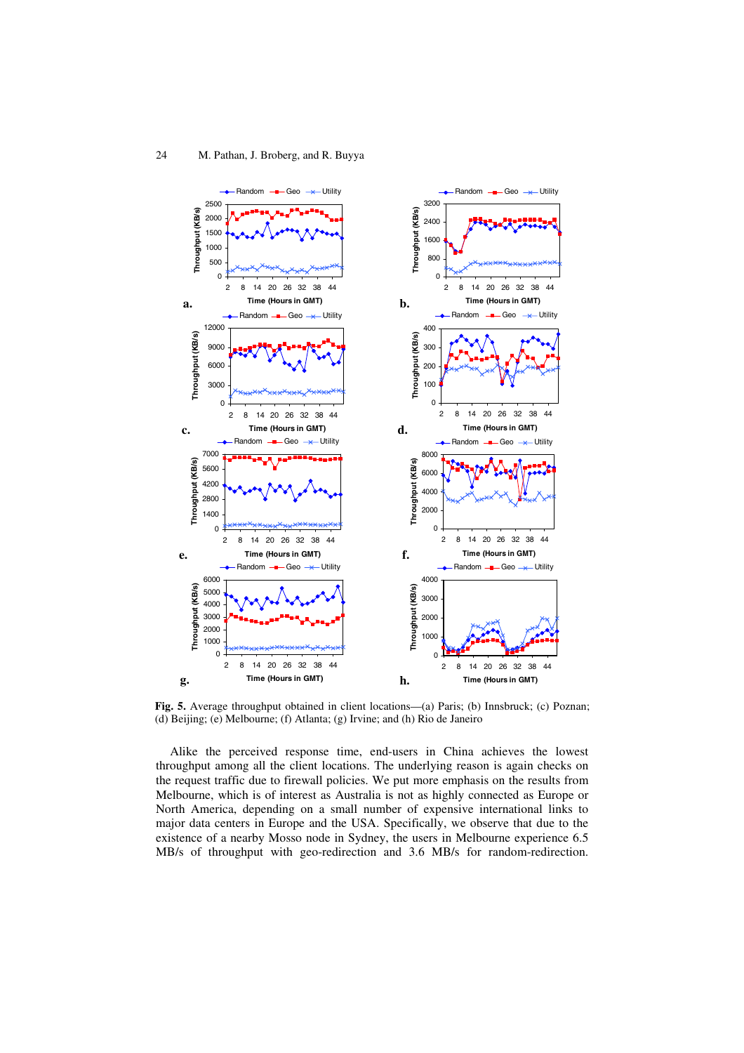**Fig. 5.** Average throughput obtained in client locations—(a) Paris; (b) Innsbruck; (c) Poznan; (d) Beijing; (e) Melbourne; (f) Atlanta; (g) Irvine; and (h) Rio de Janeiro

Alike the perceived response time, end-users in China achieves the lowest throughput among all the client locations. The underlying reason is again checks on the request traffic due to firewall policies. We put more emphasis on the results from Melbourne, which is of interest as Australia is not as highly connected as Europe or North America, depending on a small number of expensive international links to major data centers in Europe and the USA. Specifically, we observe that due to the existence of a nearby Mosso node in Sydney, the users in Melbourne experience 6.5 MB/s of throughput with geo-redirection and 3.6 MB/s for random-redirection.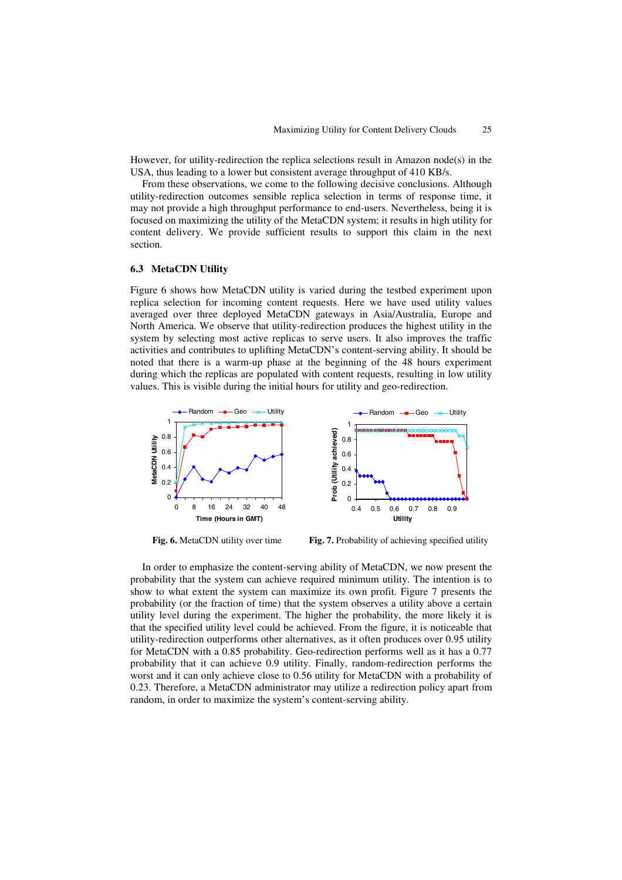However, for utility-redirection the replica selections result in Amazon node(s) in the USA, thus leading to a lower but consistent average throughput of 410 KB/s.

From these observations, we come to the following decisive conclusions. Although utility-redirection outcomes sensible replica selection in terms of response time, it may not provide a high throughput performance to end-users. Nevertheless, being it is focused on maximizing the utility of the MetaCDN system; it results in high utility for content delivery. We provide sufficient results to support this claim in the next section.

### 6.3 MetaCDN Utility

Figure 6 shows how MetaCDN utility is varied during the testbed experiment upon replica selection for incoming content requests. Here we have used utility values averaged over three deployed MetaCDN gateways in Asia/Australia, Europe and North America. We observe that utility-redirection produces the highest utility in the system by selecting most active replicas to serve users. It also improves the traffic activities and contributes to uplifting MetaCDN's content-serving ability. It should be noted that there is a warm-up phase at the beginning of the 48 hours experiment during which the replicas are populated with content requests, resulting in low utility values. This is visible during the initial hours for utility and geo-redirection.

**Fig. 6.** MetaCDN utility over time

**Fig. 7.** Probability of achieving specified utility

In order to emphasize the content-serving ability of MetaCDN, we now present the probability that the system can achieve required minimum utility. The intention is to show to what extent the system can maximize its own profit. Figure 7 presents the probability (or the fraction of time) that the system observes a utility above a certain utility level during the experiment. The higher the probability, the more likely it is that the specified utility level could be achieved. From the figure, it is noticeable that utility-redirection outperforms other alternatives, as it often produces over 0.95 utility for MetaCDN with a 0.85 probability. Geo-redirection performs well as it has a 0.77 probability that it can achieve 0.9 utility. Finally, random-redirection performs the worst and it can only achieve close to 0.56 utility for MetaCDN with a probability of 0.23. Therefore, a MetaCDN administrator may utilize a redirection policy apart from random, in order to maximize the system's content-serving ability.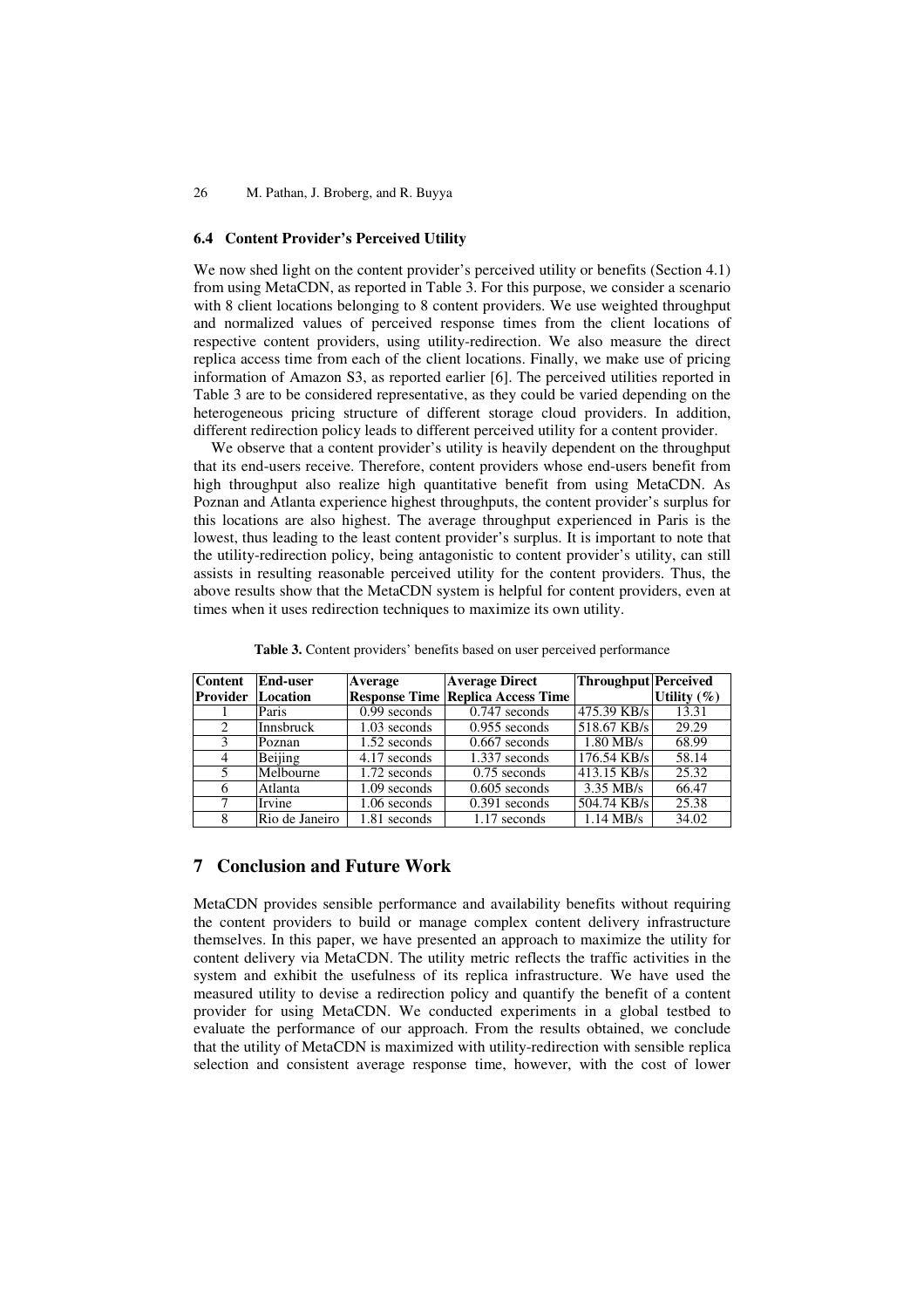### 6.4 Content Provider's Perceived Utility

We now shed light on the content provider's perceived utility or benefits (Section 4.1) from using MetaCDN, as reported in Table 3. For this purpose, we consider a scenario with 8 client locations belonging to 8 content providers. We use weighted throughput and normalized values of perceived response times from the client locations of respective content providers, using utility-redirection. We also measure the direct replica access time from each of the client locations. Finally, we make use of pricing information of Amazon S3, as reported earlier [6]. The perceived utilities reported in Table 3 are to be considered representative, as they could be varied depending on the heterogeneous pricing structure of different storage cloud providers. In addition, different redirection policy leads to different perceived utility for a content provider.

We observe that a content provider's utility is heavily dependent on the throughput that its end-users receive. Therefore, content providers whose end-users benefit from high throughput also realize high quantitative benefit from using MetaCDN. As Poznan and Atlanta experience highest throughputs, the content provider's surplus for this locations are also highest. The average throughput experienced in Paris is the lowest, thus leading to the least content provider's surplus. It is important to note that the utility-redirection policy, being antagonistic to content provider's utility, can still assists in resulting reasonable perceived utility for the content providers. Thus, the above results show that the MetaCDN system is helpful for content providers, even at times when it uses redirection techniques to maximize its own utility.

**Table 3.** Content providers' benefits based on user perceived performance

| Content Provider | End-user Location | Average Response Time | Average Direct Replica Access Time | Throughput | Perceived Utility (%) |
|---|---|---|---|---|---|
| 1 | Paris | 0.99 seconds | 0.747 seconds | 475.39 KB/s | 13.31 |
| 2 | Innsbruck | 1.03 seconds | 0.955 seconds | 518.67 KB/s | 29.29 |
| 3 | Poznan | 1.52 seconds | 0.667 seconds | 1.80 MB/s | 68.99 |
| 4 | Beijing | 4.17 seconds | 1.337 seconds | 176.54 KB/s | 58.14 |
| 5 | Melbourne | 1.72 seconds | 0.75 seconds | 413.15 KB/s | 25.32 |
| 6 | Atlanta | 1.09 seconds | 0.605 seconds | 3.35 MB/s | 66.47 |
| 7 | Irvine | 1.06 seconds | 0.391 seconds | 504.74 KB/s | 25.38 |
| 8 | Rio de Janeiro | 1.81 seconds | 1.17 seconds | 1.14 MB/s | 34.02 |

## 7 Conclusion and Future Work

MetaCDN provides sensible performance and availability benefits without requiring the content providers to build or manage complex content delivery infrastructure themselves. In this paper, we have presented an approach to maximize the utility for content delivery via MetaCDN. The utility metric reflects the traffic activities in the system and exhibit the usefulness of its replica infrastructure. We have used the measured utility to devise a redirection policy and quantify the benefit of a content provider for using MetaCDN. We conducted experiments in a global testbed to evaluate the performance of our approach. From the results obtained, we conclude that the utility of MetaCDN is maximized with utility-redirection with sensible replica selection and consistent average response time, however, with the cost of lower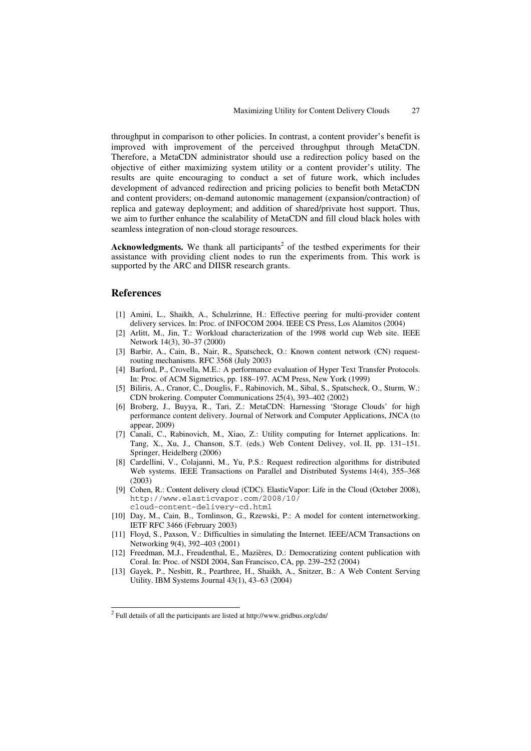throughput in comparison to other policies. In contrast, a content provider's benefit is improved with improvement of the perceived throughput through MetaCDN. Therefore, a MetaCDN administrator should use a redirection policy based on the objective of either maximizing system utility or a content provider's utility. The results are quite encouraging to conduct a set of future work, which includes development of advanced redirection and pricing policies to benefit both MetaCDN and content providers; on-demand autonomic management (expansion/contraction) of replica and gateway deployment; and addition of shared/private host support. Thus, we aim to further enhance the scalability of MetaCDN and fill cloud black holes with seamless integration of non-cloud storage resources.

**Acknowledgments.** We thank all participants[2] of the testbed experiments for their assistance with providing client nodes to run the experiments from. This work is supported by the ARC and DIISR research grants.

## References

[1] Amini, L., Shaikh, A., Schulzrinne, H.: Effective peering for multi-provider content delivery services. In: Proc. of INFOCOM 2004. IEEE CS Press, Los Alamitos (2004)

[2] Arlitt, M., Jin, T.: Workload characterization of the 1998 world cup Web site. IEEE Network 14(3), 30–37 (2000)

[3] Barbir, A., Cain, B., Nair, R., Spatscheck, O.: Known content network (CN) request-routing mechanisms. RFC 3568 (July 2003)

[4] Barford, P., Crovella, M.E.: A performance evaluation of Hyper Text Transfer Protocols. In: Proc. of ACM Sigmetrics, pp. 188–197. ACM Press, New York (1999)

[5] Biliris, A., Cranor, C., Douglis, F., Rabinovich, M., Sibal, S., Spatscheck, O., Sturm, W.: CDN brokering. Computer Communications 25(4), 393–402 (2002)

[6] Broberg, J., Buyya, R., Tari, Z.: MetaCDN: Harnessing 'Storage Clouds' for high performance content delivery. Journal of Network and Computer Applications, JNCA (to appear, 2009)

[7] Canali, C., Rabinovich, M., Xiao, Z.: Utility computing for Internet applications. In: Tang, X., Xu, J., Chanson, S.T. (eds.) Web Content Delivey, vol. II, pp. 131–151. Springer, Heidelberg (2006)

[8] Cardellini, V., Colajanni, M., Yu, P.S.: Request redirection algorithms for distributed Web systems. IEEE Transactions on Parallel and Distributed Systems 14(4), 355–368 (2003)

[9] Cohen, R.: Content delivery cloud (CDC). ElasticVapor: Life in the Cloud (October 2008), `http://www.elasticvapor.com/2008/10/cloud-content-delivery-cd.html`

[10] Day, M., Cain, B., Tomlinson, G., Rzewski, P.: A model for content internetworking. IETF RFC 3466 (February 2003)

[11] Floyd, S., Paxson, V.: Difficulties in simulating the Internet. IEEE/ACM Transactions on Networking 9(4), 392–403 (2001)

[12] Freedman, M.J., Freudenthal, E., Mazières, D.: Democratizing content publication with Coral. In: Proc. of NSDI 2004, San Francisco, CA, pp. 239–252 (2004)

[13] Gayek, P., Nesbitt, R., Pearthree, H., Shaikh, A., Snitzer, B.: A Web Content Serving Utility. IBM Systems Journal 43(1), 43–63 (2004)

---

[2] Full details of all the participants are listed at http://www.gridbus.org/cdn/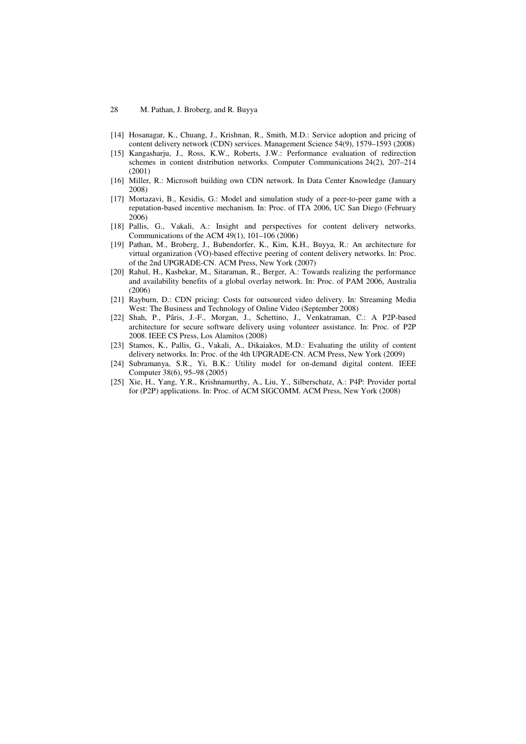[14] Hosanagar, K., Chuang, J., Krishnan, R., Smith, M.D.: Service adoption and pricing of content delivery network (CDN) services. Management Science 54(9), 1579–1593 (2008)

[15] Kangasharju, J., Ross, K.W., Roberts, J.W.: Performance evaluation of redirection schemes in content distribution networks. Computer Communications 24(2), 207–214 (2001)

[16] Miller, R.: Microsoft building own CDN network. In Data Center Knowledge (January 2008)

[17] Mortazavi, B., Kesidis, G.: Model and simulation study of a peer-to-peer game with a reputation-based incentive mechanism. In: Proc. of ITA 2006, UC San Diego (February 2006)

[18] Pallis, G., Vakali, A.: Insight and perspectives for content delivery networks. Communications of the ACM 49(1), 101–106 (2006)

[19] Pathan, M., Broberg, J., Bubendorfer, K., Kim, K.H., Buyya, R.: An architecture for virtual organization (VO)-based effective peering of content delivery networks. In: Proc. of the 2nd UPGRADE-CN. ACM Press, New York (2007)

[20] Rahul, H., Kasbekar, M., Sitaraman, R., Berger, A.: Towards realizing the performance and availability benefits of a global overlay network. In: Proc. of PAM 2006, Australia (2006)

[21] Rayburn, D.: CDN pricing: Costs for outsourced video delivery. In: Streaming Media West: The Business and Technology of Online Video (September 2008)

[22] Shah, P., Pâris, J.-F., Morgan, J., Schettino, J., Venkatraman, C.: A P2P-based architecture for secure software delivery using volunteer assistance. In: Proc. of P2P 2008. IEEE CS Press, Los Alamitos (2008)

[23] Stamos, K., Pallis, G., Vakali, A., Dikaiakos, M.D.: Evaluating the utility of content delivery networks. In: Proc. of the 4th UPGRADE-CN. ACM Press, New York (2009)

[24] Subramanya, S.R., Yi, B.K.: Utility model for on-demand digital content. IEEE Computer 38(6), 95–98 (2005)

[25] Xie, H., Yang, Y.R., Krishnamurthy, A., Liu, Y., Silberschatz, A.: P4P: Provider portal for (P2P) applications. In: Proc. of ACM SIGCOMM. ACM Press, New York (2008)